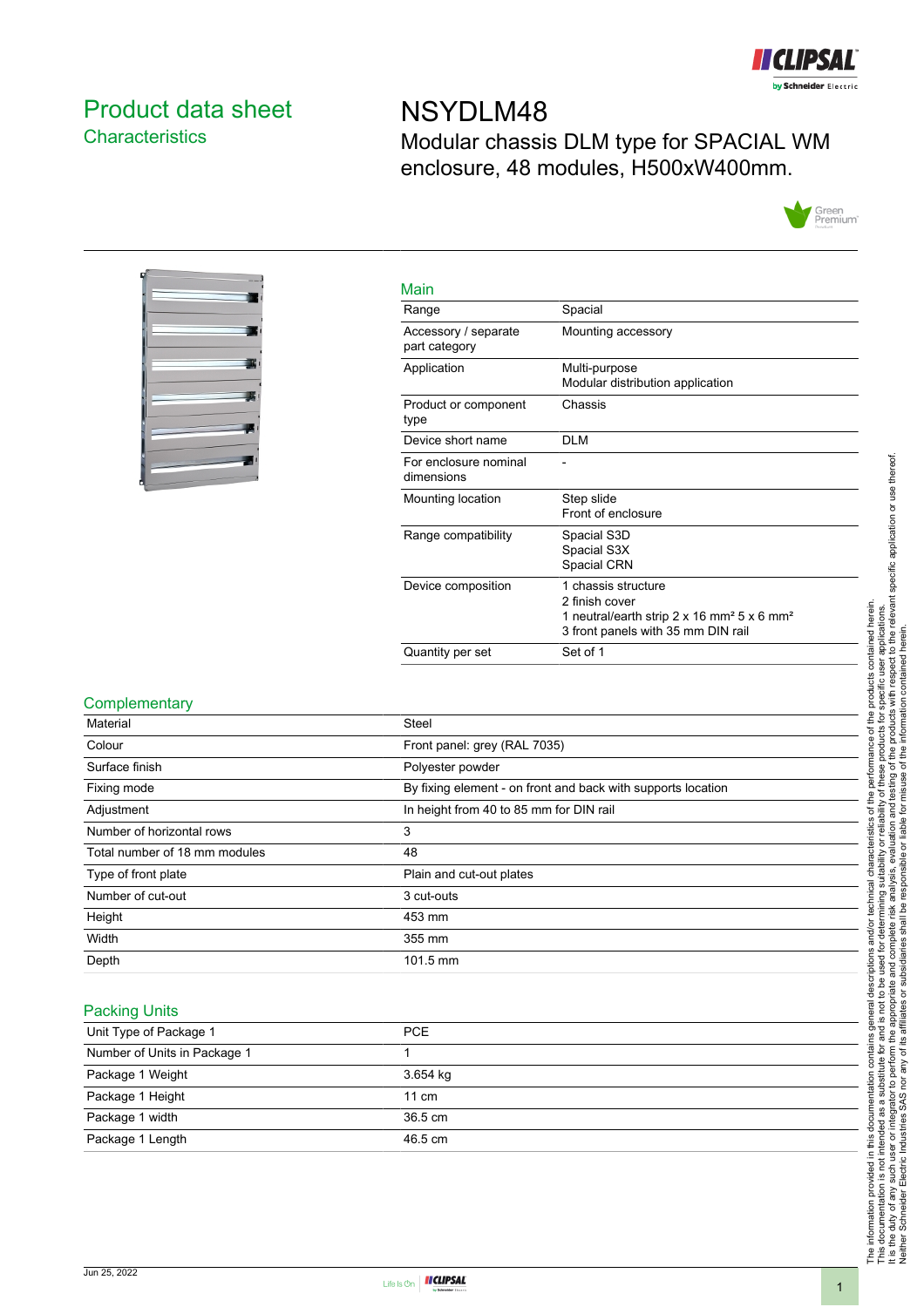# Product data sheet
## Characteristics

# NSYDLM48

Modular chassis DLM type for SPACIAL WM enclosure, 48 modules, H500xW400mm.

### Main

| | |
|---|---|
| Range | Spacial |
| Accessory / separate part category | Mounting accessory |
| Application | Multi-purpose<br>Modular distribution application |
| Product or component type | Chassis |
| Device short name | DLM |
| For enclosure nominal dimensions | - |
| Mounting location | Step slide<br>Front of enclosure |
| Range compatibility | Spacial S3D<br>Spacial S3X<br>Spacial CRN |
| Device composition | 1 chassis structure<br>2 finish cover<br>1 neutral/earth strip 2 x 16 mm² 5 x 6 mm²<br>3 front panels with 35 mm DIN rail |
| Quantity per set | Set of 1 |

### Complementary

| | |
|---|---|
| Material | Steel |
| Colour | Front panel: grey (RAL 7035) |
| Surface finish | Polyester powder |
| Fixing mode | By fixing element - on front and back with supports location |
| Adjustment | In height from 40 to 85 mm for DIN rail |
| Number of horizontal rows | 3 |
| Total number of 18 mm modules | 48 |
| Type of front plate | Plain and cut-out plates |
| Number of cut-out | 3 cut-outs |
| Height | 453 mm |
| Width | 355 mm |
| Depth | 101.5 mm |

### Packing Units

| | |
|---|---|
| Unit Type of Package 1 | PCE |
| Number of Units in Package 1 | 1 |
| Package 1 Weight | 3.654 kg |
| Package 1 Height | 11 cm |
| Package 1 width | 36.5 cm |
| Package 1 Length | 46.5 cm |

The information provided in this documentation contains general descriptions and/or technical characteristics of the performance of the products contained herein. This documentation is not intended as a substitute for and is not to be used for determining suitability or reliability of these products for specific user applications. It is the duty of any such user or integrator to perform the appropriate and complete risk analysis, evaluation and testing of the products with respect to the relevant specific application or use thereof. Neither Schneider Electric Industries SAS nor any of its affiliates or subsidiaries shall be responsible or liable for misuse of the information contained herein.

Jun 25, 2022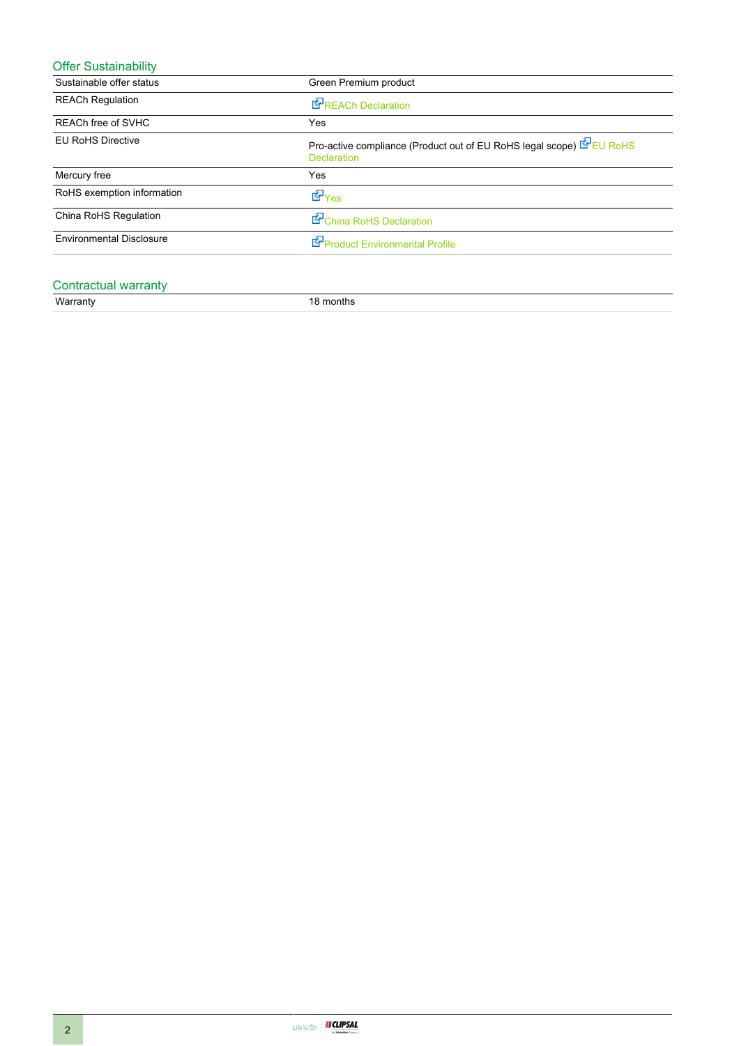## Offer Sustainability

| | |
|---|---|
| Sustainable offer status | Green Premium product |
| REACh Regulation | REACh Declaration |
| REACh free of SVHC | Yes |
| EU RoHS Directive | Pro-active compliance (Product out of EU RoHS legal scope) EU RoHS Declaration |
| Mercury free | Yes |
| RoHS exemption information | Yes |
| China RoHS Regulation | China RoHS Declaration |
| Environmental Disclosure | Product Environmental Profile |

## Contractual warranty

| | |
|---|---|
| Warranty | 18 months |